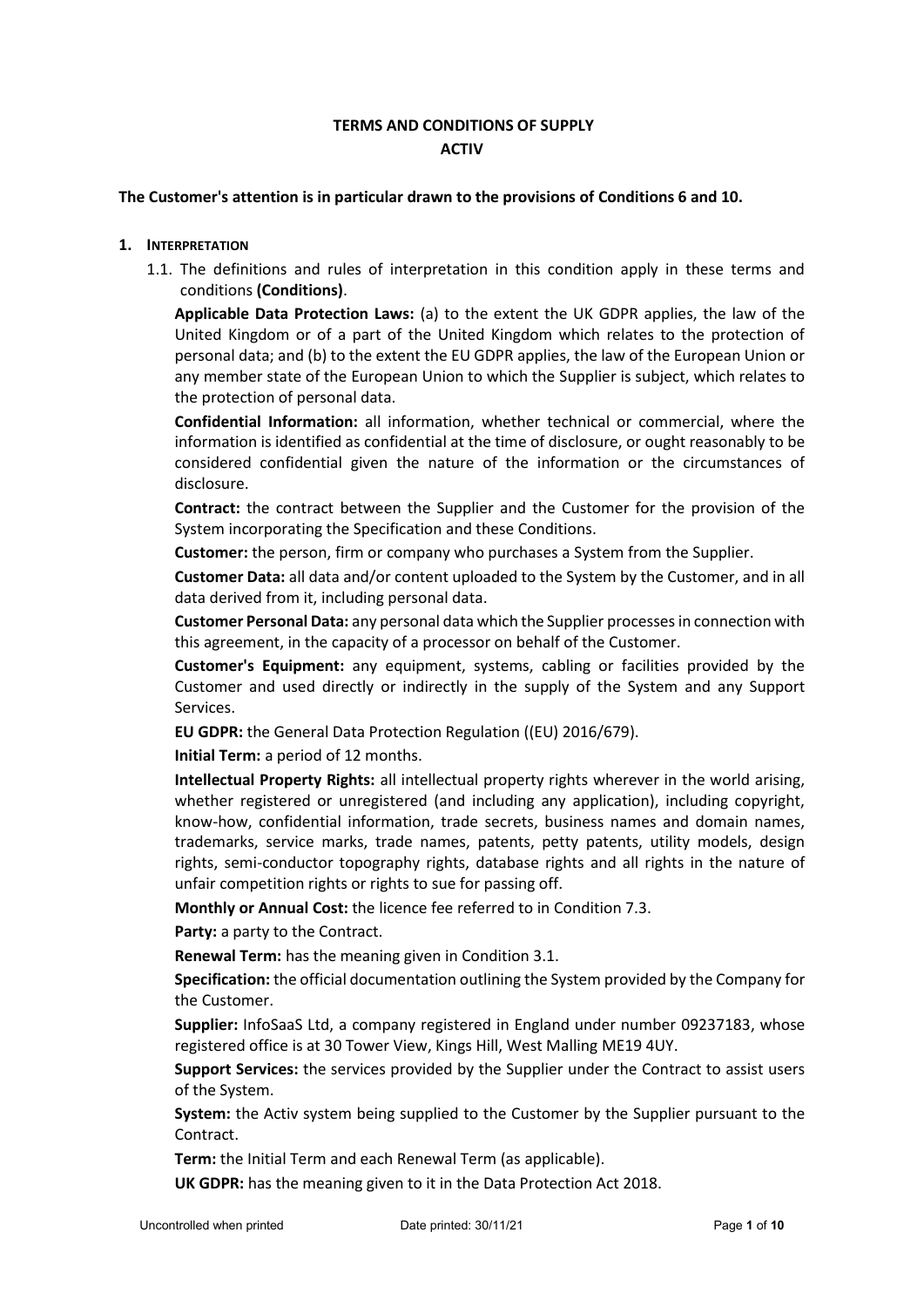# TERMS AND CONDITIONS OF SUPPLY
## ACTIV

**The Customer's attention is in particular drawn to the provisions of Conditions 6 and 10.**

1. **INTERPRETATION**

    1.1. The definitions and rules of interpretation in this condition apply in these terms and conditions **(Conditions)**.

    **Applicable Data Protection Laws:** (a) to the extent the UK GDPR applies, the law of the United Kingdom or of a part of the United Kingdom which relates to the protection of personal data; and (b) to the extent the EU GDPR applies, the law of the European Union or any member state of the European Union to which the Supplier is subject, which relates to the protection of personal data.

    **Confidential Information:** all information, whether technical or commercial, where the information is identified as confidential at the time of disclosure, or ought reasonably to be considered confidential given the nature of the information or the circumstances of disclosure.

    **Contract:** the contract between the Supplier and the Customer for the provision of the System incorporating the Specification and these Conditions.

    **Customer:** the person, firm or company who purchases a System from the Supplier.

    **Customer Data:** all data and/or content uploaded to the System by the Customer, and in all data derived from it, including personal data.

    **Customer Personal Data:** any personal data which the Supplier processes in connection with this agreement, in the capacity of a processor on behalf of the Customer.

    **Customer's Equipment:** any equipment, systems, cabling or facilities provided by the Customer and used directly or indirectly in the supply of the System and any Support Services.

    **EU GDPR:** the General Data Protection Regulation ((EU) 2016/679).

    **Initial Term:** a period of 12 months.

    **Intellectual Property Rights:** all intellectual property rights wherever in the world arising, whether registered or unregistered (and including any application), including copyright, know-how, confidential information, trade secrets, business names and domain names, trademarks, service marks, trade names, patents, petty patents, utility models, design rights, semi-conductor topography rights, database rights and all rights in the nature of unfair competition rights or rights to sue for passing off.

    **Monthly or Annual Cost:** the licence fee referred to in Condition 7.3.

    **Party:** a party to the Contract.

    **Renewal Term:** has the meaning given in Condition 3.1.

    **Specification:** the official documentation outlining the System provided by the Company for the Customer.

    **Supplier:** InfoSaaS Ltd, a company registered in England under number 09237183, whose registered office is at 30 Tower View, Kings Hill, West Malling ME19 4UY.

    **Support Services:** the services provided by the Supplier under the Contract to assist users of the System.

    **System:** the Activ system being supplied to the Customer by the Supplier pursuant to the Contract.

    **Term:** the Initial Term and each Renewal Term (as applicable).

    **UK GDPR:** has the meaning given to it in the Data Protection Act 2018.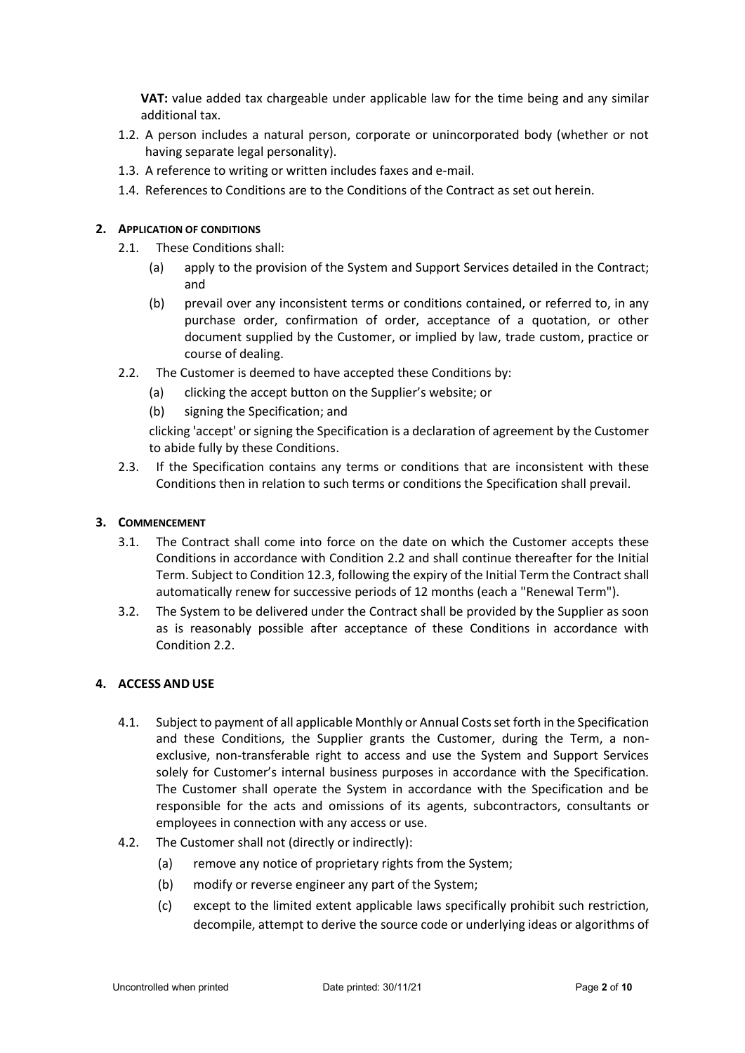**VAT:** value added tax chargeable under applicable law for the time being and any similar additional tax.

1.2. A person includes a natural person, corporate or unincorporated body (whether or not having separate legal personality).

1.3. A reference to writing or written includes faxes and e-mail.

1.4. References to Conditions are to the Conditions of the Contract as set out herein.

## 2. APPLICATION OF CONDITIONS

2.1. These Conditions shall:

(a) apply to the provision of the System and Support Services detailed in the Contract; and

(b) prevail over any inconsistent terms or conditions contained, or referred to, in any purchase order, confirmation of order, acceptance of a quotation, or other document supplied by the Customer, or implied by law, trade custom, practice or course of dealing.

2.2. The Customer is deemed to have accepted these Conditions by:

(a) clicking the accept button on the Supplier's website; or

(b) signing the Specification; and

clicking 'accept' or signing the Specification is a declaration of agreement by the Customer to abide fully by these Conditions.

2.3. If the Specification contains any terms or conditions that are inconsistent with these Conditions then in relation to such terms or conditions the Specification shall prevail.

## 3. COMMENCEMENT

3.1. The Contract shall come into force on the date on which the Customer accepts these Conditions in accordance with Condition 2.2 and shall continue thereafter for the Initial Term. Subject to Condition 12.3, following the expiry of the Initial Term the Contract shall automatically renew for successive periods of 12 months (each a "Renewal Term").

3.2. The System to be delivered under the Contract shall be provided by the Supplier as soon as is reasonably possible after acceptance of these Conditions in accordance with Condition 2.2.

## 4. ACCESS AND USE

4.1. Subject to payment of all applicable Monthly or Annual Costs set forth in the Specification and these Conditions, the Supplier grants the Customer, during the Term, a non-exclusive, non-transferable right to access and use the System and Support Services solely for Customer's internal business purposes in accordance with the Specification. The Customer shall operate the System in accordance with the Specification and be responsible for the acts and omissions of its agents, subcontractors, consultants or employees in connection with any access or use.

4.2. The Customer shall not (directly or indirectly):

(a) remove any notice of proprietary rights from the System;

(b) modify or reverse engineer any part of the System;

(c) except to the limited extent applicable laws specifically prohibit such restriction, decompile, attempt to derive the source code or underlying ideas or algorithms of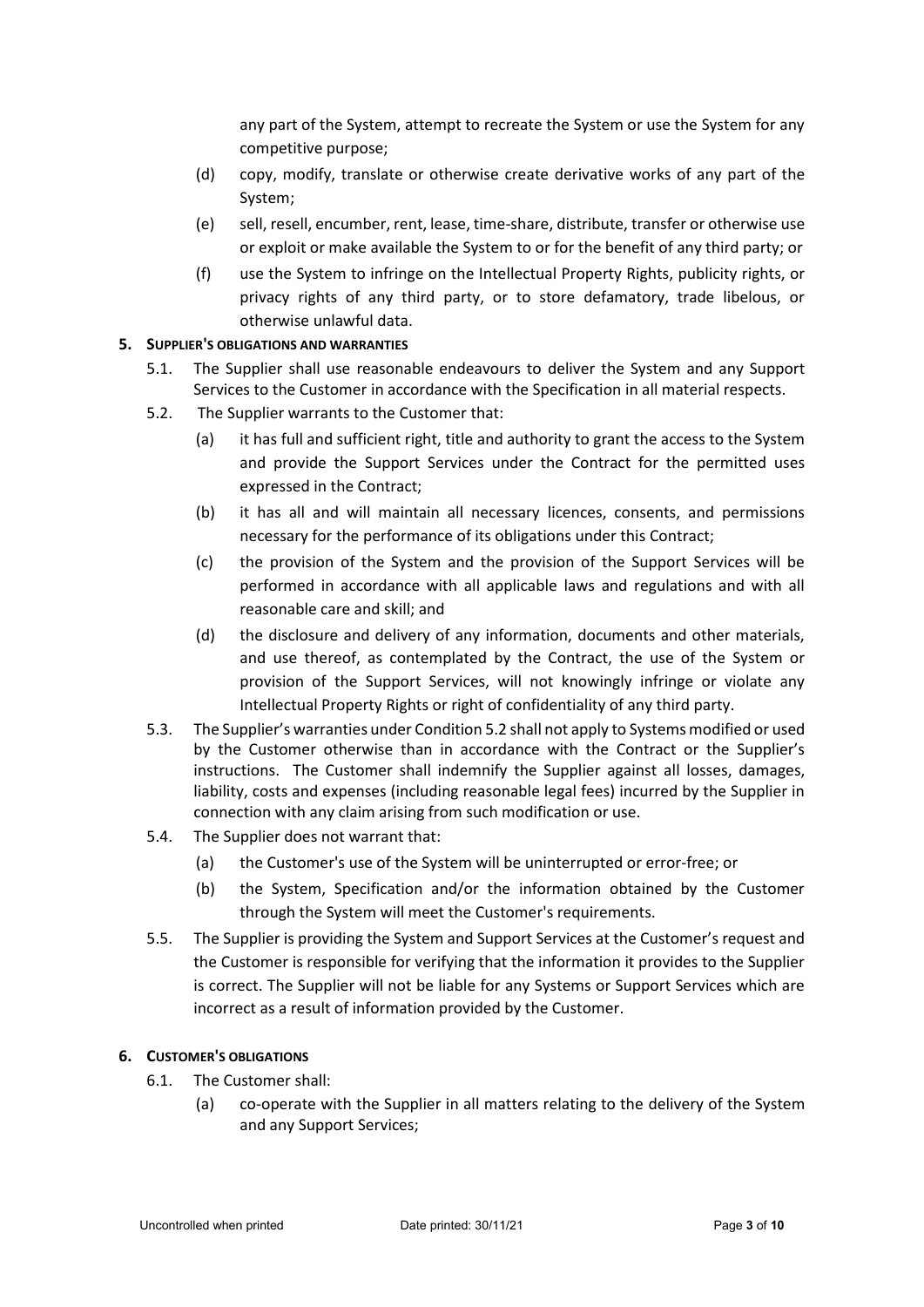any part of the System, attempt to recreate the System or use the System for any competitive purpose;

(d) copy, modify, translate or otherwise create derivative works of any part of the System;

(e) sell, resell, encumber, rent, lease, time-share, distribute, transfer or otherwise use or exploit or make available the System to or for the benefit of any third party; or

(f) use the System to infringe on the Intellectual Property Rights, publicity rights, or privacy rights of any third party, or to store defamatory, trade libelous, or otherwise unlawful data.

## 5. SUPPLIER'S OBLIGATIONS AND WARRANTIES

5.1. The Supplier shall use reasonable endeavours to deliver the System and any Support Services to the Customer in accordance with the Specification in all material respects.

5.2. The Supplier warrants to the Customer that:

(a) it has full and sufficient right, title and authority to grant the access to the System and provide the Support Services under the Contract for the permitted uses expressed in the Contract;

(b) it has all and will maintain all necessary licences, consents, and permissions necessary for the performance of its obligations under this Contract;

(c) the provision of the System and the provision of the Support Services will be performed in accordance with all applicable laws and regulations and with all reasonable care and skill; and

(d) the disclosure and delivery of any information, documents and other materials, and use thereof, as contemplated by the Contract, the use of the System or provision of the Support Services, will not knowingly infringe or violate any Intellectual Property Rights or right of confidentiality of any third party.

5.3. The Supplier's warranties under Condition 5.2 shall not apply to Systems modified or used by the Customer otherwise than in accordance with the Contract or the Supplier's instructions. The Customer shall indemnify the Supplier against all losses, damages, liability, costs and expenses (including reasonable legal fees) incurred by the Supplier in connection with any claim arising from such modification or use.

5.4. The Supplier does not warrant that:

(a) the Customer's use of the System will be uninterrupted or error-free; or

(b) the System, Specification and/or the information obtained by the Customer through the System will meet the Customer's requirements.

5.5. The Supplier is providing the System and Support Services at the Customer's request and the Customer is responsible for verifying that the information it provides to the Supplier is correct. The Supplier will not be liable for any Systems or Support Services which are incorrect as a result of information provided by the Customer.

## 6. CUSTOMER'S OBLIGATIONS

6.1. The Customer shall:

(a) co-operate with the Supplier in all matters relating to the delivery of the System and any Support Services;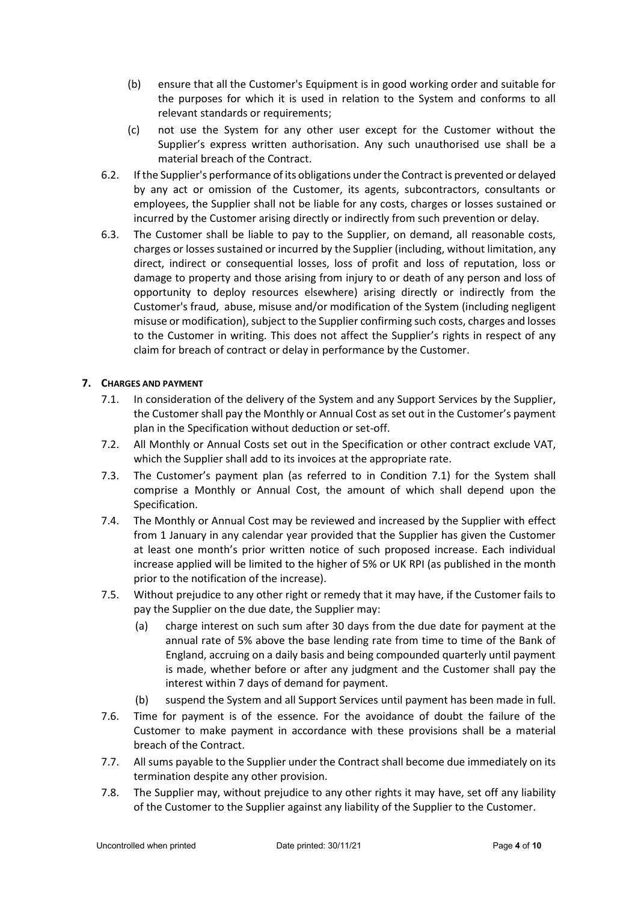(b) ensure that all the Customer's Equipment is in good working order and suitable for the purposes for which it is used in relation to the System and conforms to all relevant standards or requirements;

(c) not use the System for any other user except for the Customer without the Supplier's express written authorisation. Any such unauthorised use shall be a material breach of the Contract.

6.2. If the Supplier's performance of its obligations under the Contract is prevented or delayed by any act or omission of the Customer, its agents, subcontractors, consultants or employees, the Supplier shall not be liable for any costs, charges or losses sustained or incurred by the Customer arising directly or indirectly from such prevention or delay.

6.3. The Customer shall be liable to pay to the Supplier, on demand, all reasonable costs, charges or losses sustained or incurred by the Supplier (including, without limitation, any direct, indirect or consequential losses, loss of profit and loss of reputation, loss or damage to property and those arising from injury to or death of any person and loss of opportunity to deploy resources elsewhere) arising directly or indirectly from the Customer's fraud, abuse, misuse and/or modification of the System (including negligent misuse or modification), subject to the Supplier confirming such costs, charges and losses to the Customer in writing. This does not affect the Supplier's rights in respect of any claim for breach of contract or delay in performance by the Customer.

## 7. CHARGES AND PAYMENT

7.1. In consideration of the delivery of the System and any Support Services by the Supplier, the Customer shall pay the Monthly or Annual Cost as set out in the Customer's payment plan in the Specification without deduction or set-off.

7.2. All Monthly or Annual Costs set out in the Specification or other contract exclude VAT, which the Supplier shall add to its invoices at the appropriate rate.

7.3. The Customer's payment plan (as referred to in Condition 7.1) for the System shall comprise a Monthly or Annual Cost, the amount of which shall depend upon the Specification.

7.4. The Monthly or Annual Cost may be reviewed and increased by the Supplier with effect from 1 January in any calendar year provided that the Supplier has given the Customer at least one month's prior written notice of such proposed increase. Each individual increase applied will be limited to the higher of 5% or UK RPI (as published in the month prior to the notification of the increase).

7.5. Without prejudice to any other right or remedy that it may have, if the Customer fails to pay the Supplier on the due date, the Supplier may:

(a) charge interest on such sum after 30 days from the due date for payment at the annual rate of 5% above the base lending rate from time to time of the Bank of England, accruing on a daily basis and being compounded quarterly until payment is made, whether before or after any judgment and the Customer shall pay the interest within 7 days of demand for payment.

(b) suspend the System and all Support Services until payment has been made in full.

7.6. Time for payment is of the essence. For the avoidance of doubt the failure of the Customer to make payment in accordance with these provisions shall be a material breach of the Contract.

7.7. All sums payable to the Supplier under the Contract shall become due immediately on its termination despite any other provision.

7.8. The Supplier may, without prejudice to any other rights it may have, set off any liability of the Customer to the Supplier against any liability of the Supplier to the Customer.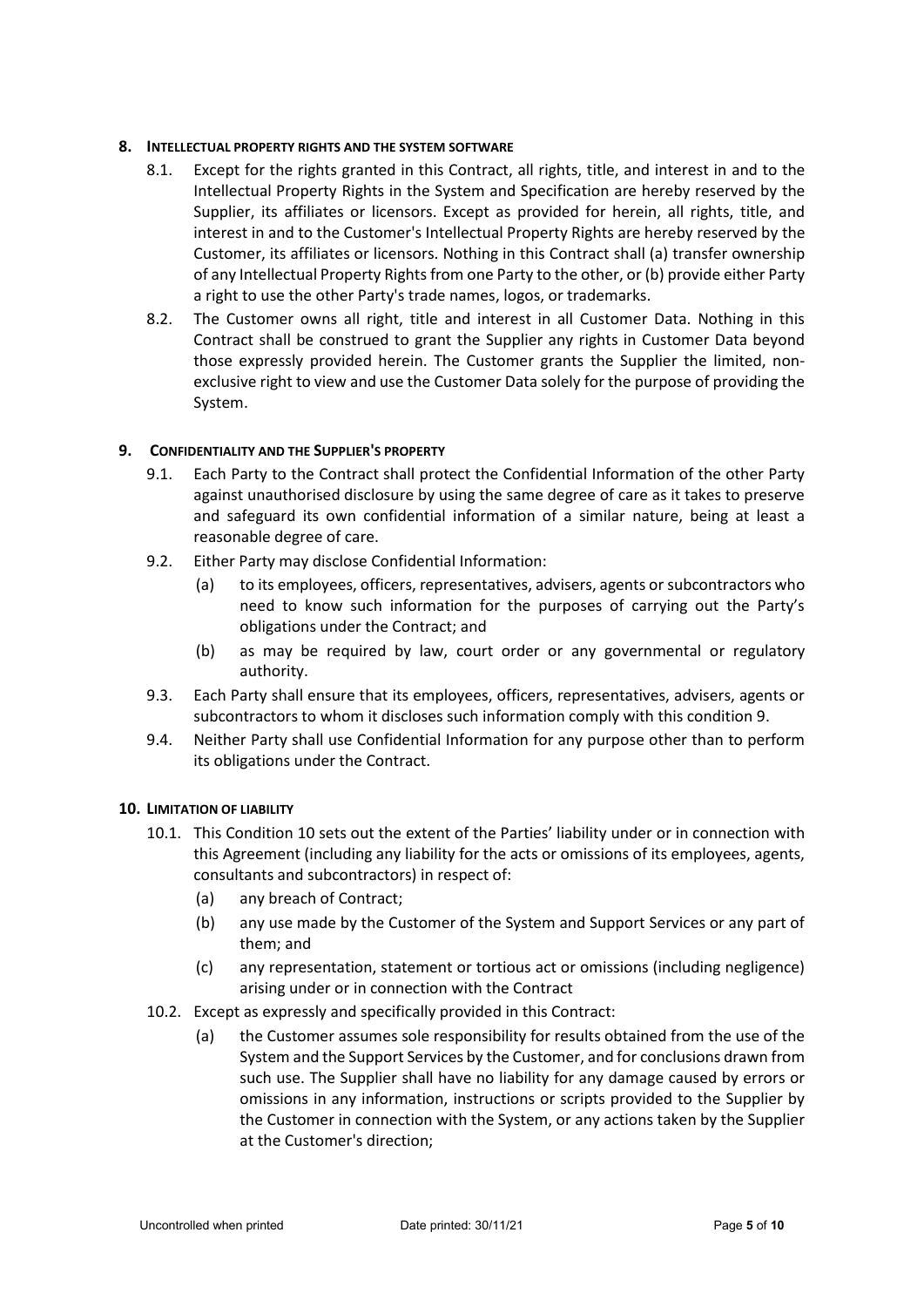## 8. INTELLECTUAL PROPERTY RIGHTS AND THE SYSTEM SOFTWARE

8.1. Except for the rights granted in this Contract, all rights, title, and interest in and to the Intellectual Property Rights in the System and Specification are hereby reserved by the Supplier, its affiliates or licensors. Except as provided for herein, all rights, title, and interest in and to the Customer's Intellectual Property Rights are hereby reserved by the Customer, its affiliates or licensors. Nothing in this Contract shall (a) transfer ownership of any Intellectual Property Rights from one Party to the other, or (b) provide either Party a right to use the other Party's trade names, logos, or trademarks.

8.2. The Customer owns all right, title and interest in all Customer Data. Nothing in this Contract shall be construed to grant the Supplier any rights in Customer Data beyond those expressly provided herein. The Customer grants the Supplier the limited, non-exclusive right to view and use the Customer Data solely for the purpose of providing the System.

## 9. CONFIDENTIALITY AND THE SUPPLIER'S PROPERTY

9.1. Each Party to the Contract shall protect the Confidential Information of the other Party against unauthorised disclosure by using the same degree of care as it takes to preserve and safeguard its own confidential information of a similar nature, being at least a reasonable degree of care.

9.2. Either Party may disclose Confidential Information:

(a) to its employees, officers, representatives, advisers, agents or subcontractors who need to know such information for the purposes of carrying out the Party's obligations under the Contract; and

(b) as may be required by law, court order or any governmental or regulatory authority.

9.3. Each Party shall ensure that its employees, officers, representatives, advisers, agents or subcontractors to whom it discloses such information comply with this condition 9.

9.4. Neither Party shall use Confidential Information for any purpose other than to perform its obligations under the Contract.

## 10. LIMITATION OF LIABILITY

10.1. This Condition 10 sets out the extent of the Parties' liability under or in connection with this Agreement (including any liability for the acts or omissions of its employees, agents, consultants and subcontractors) in respect of:

(a) any breach of Contract;

(b) any use made by the Customer of the System and Support Services or any part of them; and

(c) any representation, statement or tortious act or omissions (including negligence) arising under or in connection with the Contract

10.2. Except as expressly and specifically provided in this Contract:

(a) the Customer assumes sole responsibility for results obtained from the use of the System and the Support Services by the Customer, and for conclusions drawn from such use. The Supplier shall have no liability for any damage caused by errors or omissions in any information, instructions or scripts provided to the Supplier by the Customer in connection with the System, or any actions taken by the Supplier at the Customer's direction;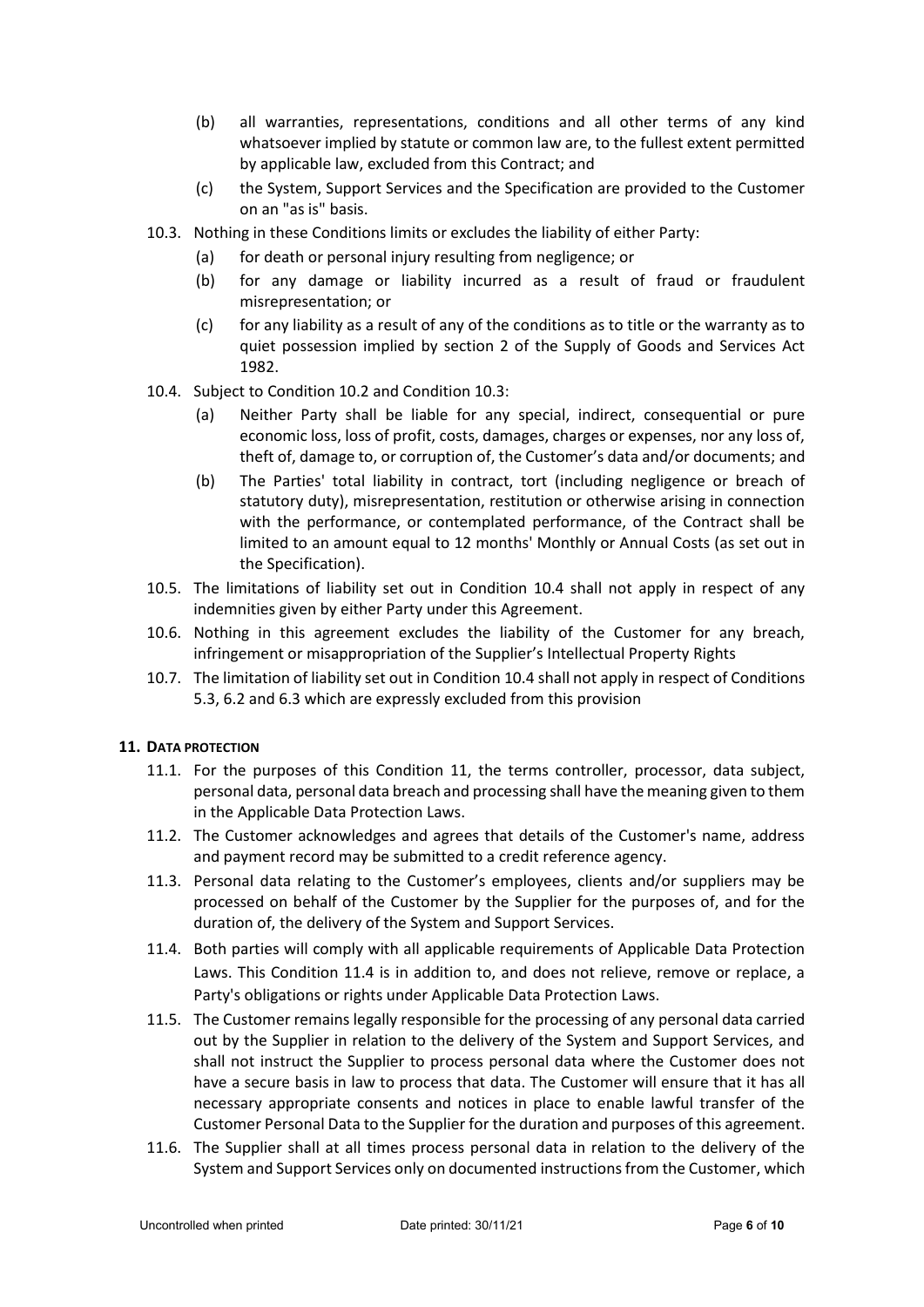(b) all warranties, representations, conditions and all other terms of any kind whatsoever implied by statute or common law are, to the fullest extent permitted by applicable law, excluded from this Contract; and

(c) the System, Support Services and the Specification are provided to the Customer on an "as is" basis.

10.3. Nothing in these Conditions limits or excludes the liability of either Party:

(a) for death or personal injury resulting from negligence; or

(b) for any damage or liability incurred as a result of fraud or fraudulent misrepresentation; or

(c) for any liability as a result of any of the conditions as to title or the warranty as to quiet possession implied by section 2 of the Supply of Goods and Services Act 1982.

10.4. Subject to Condition 10.2 and Condition 10.3:

(a) Neither Party shall be liable for any special, indirect, consequential or pure economic loss, loss of profit, costs, damages, charges or expenses, nor any loss of, theft of, damage to, or corruption of, the Customer's data and/or documents; and

(b) The Parties' total liability in contract, tort (including negligence or breach of statutory duty), misrepresentation, restitution or otherwise arising in connection with the performance, or contemplated performance, of the Contract shall be limited to an amount equal to 12 months' Monthly or Annual Costs (as set out in the Specification).

10.5. The limitations of liability set out in Condition 10.4 shall not apply in respect of any indemnities given by either Party under this Agreement.

10.6. Nothing in this agreement excludes the liability of the Customer for any breach, infringement or misappropriation of the Supplier's Intellectual Property Rights

10.7. The limitation of liability set out in Condition 10.4 shall not apply in respect of Conditions 5.3, 6.2 and 6.3 which are expressly excluded from this provision

## 11. DATA PROTECTION

11.1. For the purposes of this Condition 11, the terms controller, processor, data subject, personal data, personal data breach and processing shall have the meaning given to them in the Applicable Data Protection Laws.

11.2. The Customer acknowledges and agrees that details of the Customer's name, address and payment record may be submitted to a credit reference agency.

11.3. Personal data relating to the Customer's employees, clients and/or suppliers may be processed on behalf of the Customer by the Supplier for the purposes of, and for the duration of, the delivery of the System and Support Services.

11.4. Both parties will comply with all applicable requirements of Applicable Data Protection Laws. This Condition 11.4 is in addition to, and does not relieve, remove or replace, a Party's obligations or rights under Applicable Data Protection Laws.

11.5. The Customer remains legally responsible for the processing of any personal data carried out by the Supplier in relation to the delivery of the System and Support Services, and shall not instruct the Supplier to process personal data where the Customer does not have a secure basis in law to process that data. The Customer will ensure that it has all necessary appropriate consents and notices in place to enable lawful transfer of the Customer Personal Data to the Supplier for the duration and purposes of this agreement.

11.6. The Supplier shall at all times process personal data in relation to the delivery of the System and Support Services only on documented instructions from the Customer, which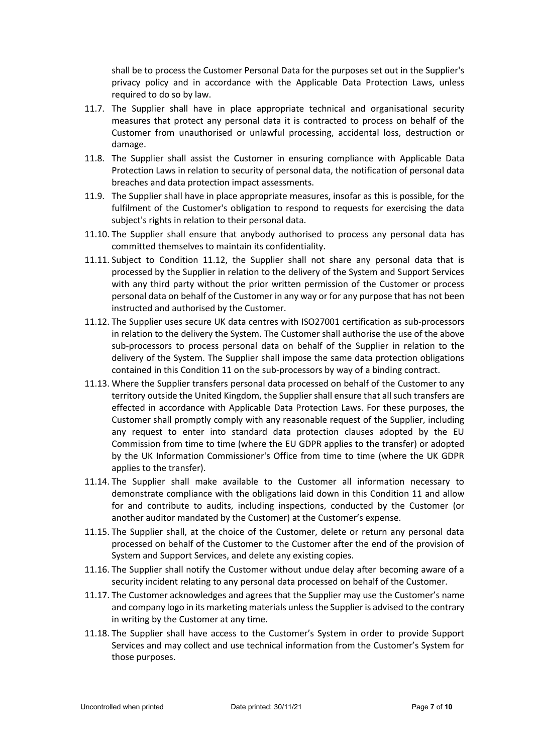shall be to process the Customer Personal Data for the purposes set out in the Supplier's privacy policy and in accordance with the Applicable Data Protection Laws, unless required to do so by law.

11.7. The Supplier shall have in place appropriate technical and organisational security measures that protect any personal data it is contracted to process on behalf of the Customer from unauthorised or unlawful processing, accidental loss, destruction or damage.

11.8. The Supplier shall assist the Customer in ensuring compliance with Applicable Data Protection Laws in relation to security of personal data, the notification of personal data breaches and data protection impact assessments.

11.9. The Supplier shall have in place appropriate measures, insofar as this is possible, for the fulfilment of the Customer's obligation to respond to requests for exercising the data subject's rights in relation to their personal data.

11.10. The Supplier shall ensure that anybody authorised to process any personal data has committed themselves to maintain its confidentiality.

11.11. Subject to Condition 11.12, the Supplier shall not share any personal data that is processed by the Supplier in relation to the delivery of the System and Support Services with any third party without the prior written permission of the Customer or process personal data on behalf of the Customer in any way or for any purpose that has not been instructed and authorised by the Customer.

11.12. The Supplier uses secure UK data centres with ISO27001 certification as sub-processors in relation to the delivery the System. The Customer shall authorise the use of the above sub-processors to process personal data on behalf of the Supplier in relation to the delivery of the System. The Supplier shall impose the same data protection obligations contained in this Condition 11 on the sub-processors by way of a binding contract.

11.13. Where the Supplier transfers personal data processed on behalf of the Customer to any territory outside the United Kingdom, the Supplier shall ensure that all such transfers are effected in accordance with Applicable Data Protection Laws. For these purposes, the Customer shall promptly comply with any reasonable request of the Supplier, including any request to enter into standard data protection clauses adopted by the EU Commission from time to time (where the EU GDPR applies to the transfer) or adopted by the UK Information Commissioner's Office from time to time (where the UK GDPR applies to the transfer).

11.14. The Supplier shall make available to the Customer all information necessary to demonstrate compliance with the obligations laid down in this Condition 11 and allow for and contribute to audits, including inspections, conducted by the Customer (or another auditor mandated by the Customer) at the Customer's expense.

11.15. The Supplier shall, at the choice of the Customer, delete or return any personal data processed on behalf of the Customer to the Customer after the end of the provision of System and Support Services, and delete any existing copies.

11.16. The Supplier shall notify the Customer without undue delay after becoming aware of a security incident relating to any personal data processed on behalf of the Customer.

11.17. The Customer acknowledges and agrees that the Supplier may use the Customer's name and company logo in its marketing materials unless the Supplier is advised to the contrary in writing by the Customer at any time.

11.18. The Supplier shall have access to the Customer's System in order to provide Support Services and may collect and use technical information from the Customer's System for those purposes.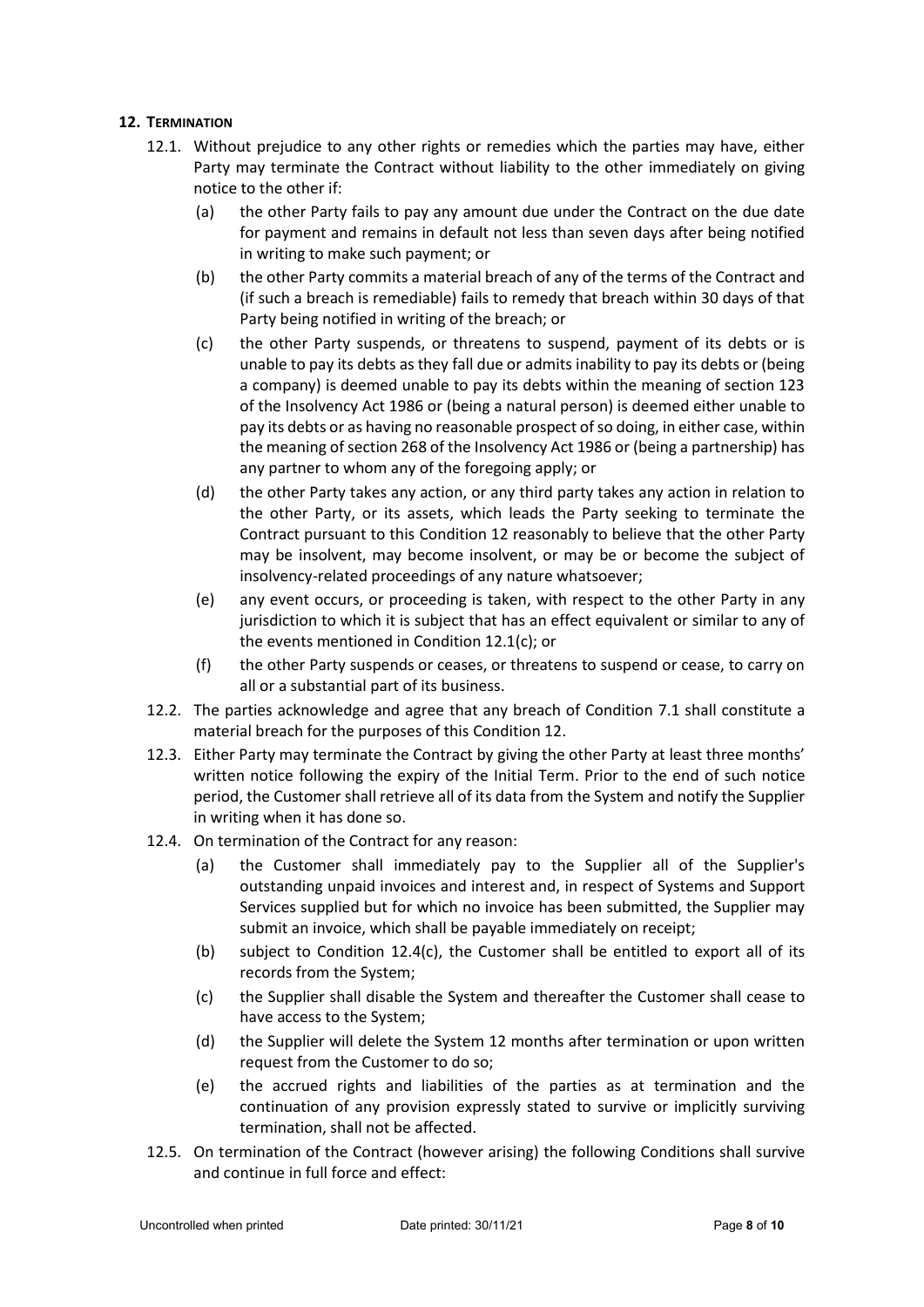## 12. TERMINATION

12.1. Without prejudice to any other rights or remedies which the parties may have, either Party may terminate the Contract without liability to the other immediately on giving notice to the other if:

(a) the other Party fails to pay any amount due under the Contract on the due date for payment and remains in default not less than seven days after being notified in writing to make such payment; or

(b) the other Party commits a material breach of any of the terms of the Contract and (if such a breach is remediable) fails to remedy that breach within 30 days of that Party being notified in writing of the breach; or

(c) the other Party suspends, or threatens to suspend, payment of its debts or is unable to pay its debts as they fall due or admits inability to pay its debts or (being a company) is deemed unable to pay its debts within the meaning of section 123 of the Insolvency Act 1986 or (being a natural person) is deemed either unable to pay its debts or as having no reasonable prospect of so doing, in either case, within the meaning of section 268 of the Insolvency Act 1986 or (being a partnership) has any partner to whom any of the foregoing apply; or

(d) the other Party takes any action, or any third party takes any action in relation to the other Party, or its assets, which leads the Party seeking to terminate the Contract pursuant to this Condition 12 reasonably to believe that the other Party may be insolvent, may become insolvent, or may be or become the subject of insolvency-related proceedings of any nature whatsoever;

(e) any event occurs, or proceeding is taken, with respect to the other Party in any jurisdiction to which it is subject that has an effect equivalent or similar to any of the events mentioned in Condition 12.1(c); or

(f) the other Party suspends or ceases, or threatens to suspend or cease, to carry on all or a substantial part of its business.

12.2. The parties acknowledge and agree that any breach of Condition 7.1 shall constitute a material breach for the purposes of this Condition 12.

12.3. Either Party may terminate the Contract by giving the other Party at least three months' written notice following the expiry of the Initial Term. Prior to the end of such notice period, the Customer shall retrieve all of its data from the System and notify the Supplier in writing when it has done so.

12.4. On termination of the Contract for any reason:

(a) the Customer shall immediately pay to the Supplier all of the Supplier's outstanding unpaid invoices and interest and, in respect of Systems and Support Services supplied but for which no invoice has been submitted, the Supplier may submit an invoice, which shall be payable immediately on receipt;

(b) subject to Condition 12.4(c), the Customer shall be entitled to export all of its records from the System;

(c) the Supplier shall disable the System and thereafter the Customer shall cease to have access to the System;

(d) the Supplier will delete the System 12 months after termination or upon written request from the Customer to do so;

(e) the accrued rights and liabilities of the parties as at termination and the continuation of any provision expressly stated to survive or implicitly surviving termination, shall not be affected.

12.5. On termination of the Contract (however arising) the following Conditions shall survive and continue in full force and effect: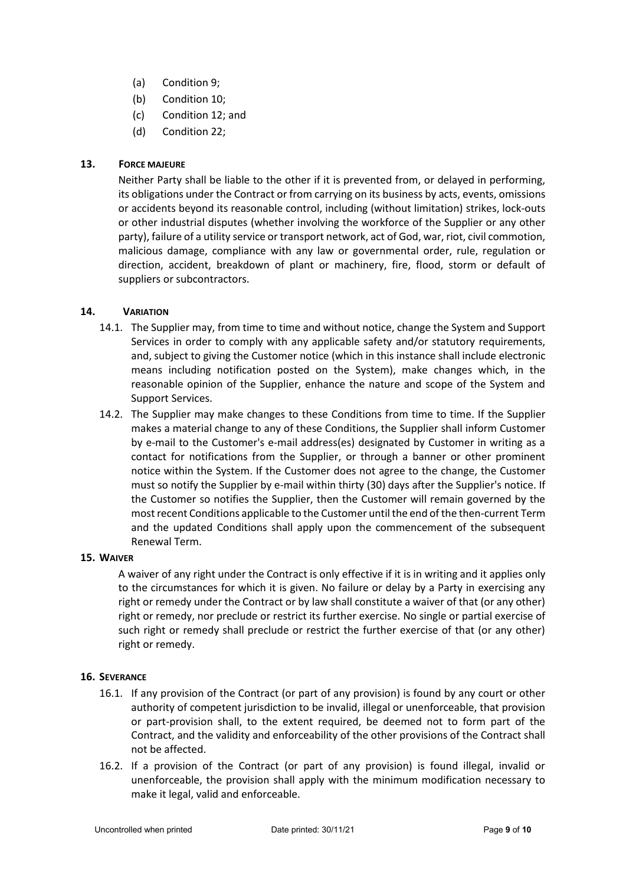(a) Condition 9;
(b) Condition 10;
(c) Condition 12; and
(d) Condition 22;

## 13. FORCE MAJEURE

Neither Party shall be liable to the other if it is prevented from, or delayed in performing, its obligations under the Contract or from carrying on its business by acts, events, omissions or accidents beyond its reasonable control, including (without limitation) strikes, lock-outs or other industrial disputes (whether involving the workforce of the Supplier or any other party), failure of a utility service or transport network, act of God, war, riot, civil commotion, malicious damage, compliance with any law or governmental order, rule, regulation or direction, accident, breakdown of plant or machinery, fire, flood, storm or default of suppliers or subcontractors.

## 14. VARIATION

14.1. The Supplier may, from time to time and without notice, change the System and Support Services in order to comply with any applicable safety and/or statutory requirements, and, subject to giving the Customer notice (which in this instance shall include electronic means including notification posted on the System), make changes which, in the reasonable opinion of the Supplier, enhance the nature and scope of the System and Support Services.

14.2. The Supplier may make changes to these Conditions from time to time. If the Supplier makes a material change to any of these Conditions, the Supplier shall inform Customer by e-mail to the Customer's e-mail address(es) designated by Customer in writing as a contact for notifications from the Supplier, or through a banner or other prominent notice within the System. If the Customer does not agree to the change, the Customer must so notify the Supplier by e-mail within thirty (30) days after the Supplier's notice. If the Customer so notifies the Supplier, then the Customer will remain governed by the most recent Conditions applicable to the Customer until the end of the then-current Term and the updated Conditions shall apply upon the commencement of the subsequent Renewal Term.

## 15. WAIVER

A waiver of any right under the Contract is only effective if it is in writing and it applies only to the circumstances for which it is given. No failure or delay by a Party in exercising any right or remedy under the Contract or by law shall constitute a waiver of that (or any other) right or remedy, nor preclude or restrict its further exercise. No single or partial exercise of such right or remedy shall preclude or restrict the further exercise of that (or any other) right or remedy.

## 16. SEVERANCE

16.1. If any provision of the Contract (or part of any provision) is found by any court or other authority of competent jurisdiction to be invalid, illegal or unenforceable, that provision or part-provision shall, to the extent required, be deemed not to form part of the Contract, and the validity and enforceability of the other provisions of the Contract shall not be affected.

16.2. If a provision of the Contract (or part of any provision) is found illegal, invalid or unenforceable, the provision shall apply with the minimum modification necessary to make it legal, valid and enforceable.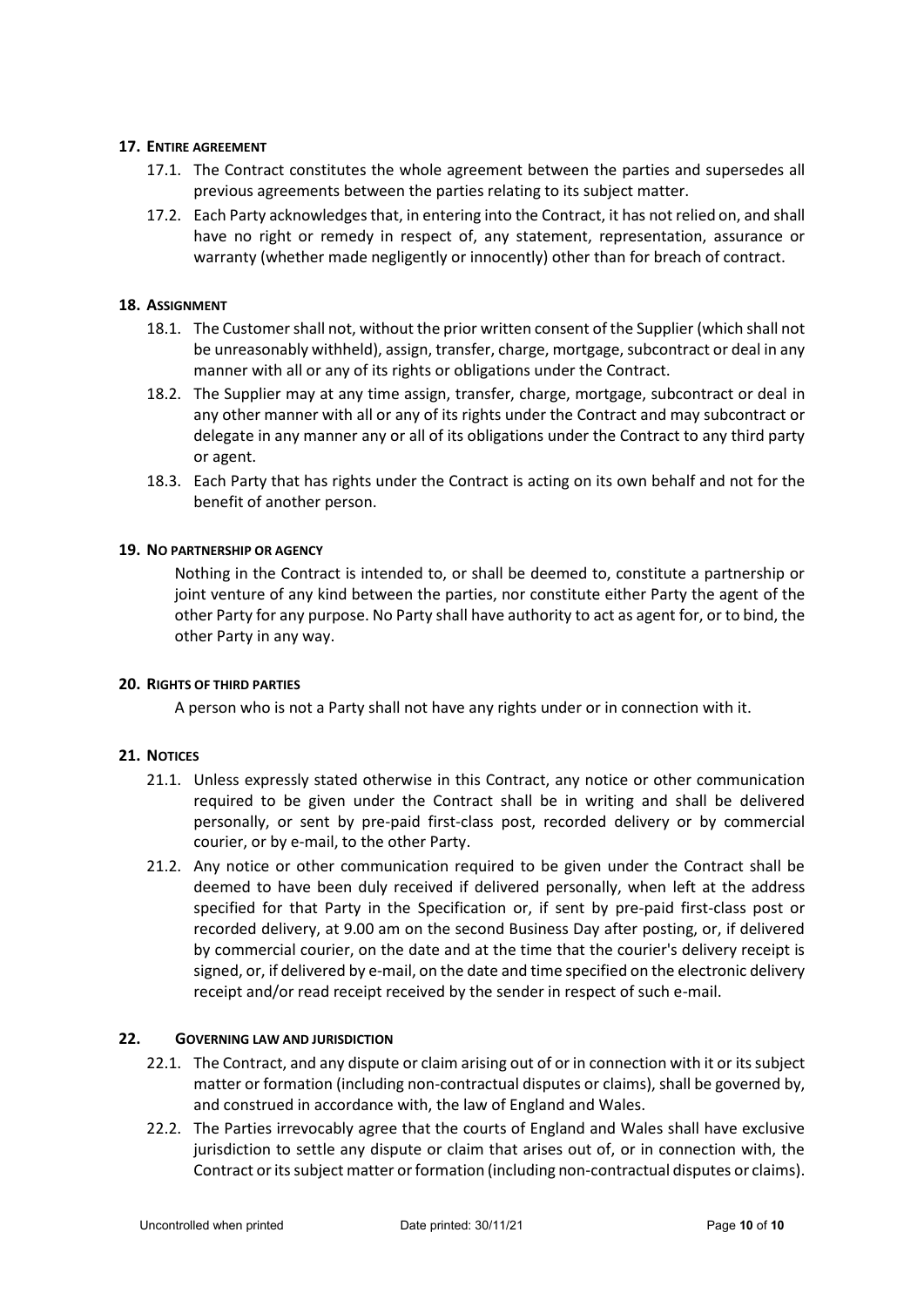## 17. ENTIRE AGREEMENT

17.1. The Contract constitutes the whole agreement between the parties and supersedes all previous agreements between the parties relating to its subject matter.

17.2. Each Party acknowledges that, in entering into the Contract, it has not relied on, and shall have no right or remedy in respect of, any statement, representation, assurance or warranty (whether made negligently or innocently) other than for breach of contract.

## 18. ASSIGNMENT

18.1. The Customer shall not, without the prior written consent of the Supplier (which shall not be unreasonably withheld), assign, transfer, charge, mortgage, subcontract or deal in any manner with all or any of its rights or obligations under the Contract.

18.2. The Supplier may at any time assign, transfer, charge, mortgage, subcontract or deal in any other manner with all or any of its rights under the Contract and may subcontract or delegate in any manner any or all of its obligations under the Contract to any third party or agent.

18.3. Each Party that has rights under the Contract is acting on its own behalf and not for the benefit of another person.

## 19. NO PARTNERSHIP OR AGENCY

Nothing in the Contract is intended to, or shall be deemed to, constitute a partnership or joint venture of any kind between the parties, nor constitute either Party the agent of the other Party for any purpose. No Party shall have authority to act as agent for, or to bind, the other Party in any way.

## 20. RIGHTS OF THIRD PARTIES

A person who is not a Party shall not have any rights under or in connection with it.

## 21. NOTICES

21.1. Unless expressly stated otherwise in this Contract, any notice or other communication required to be given under the Contract shall be in writing and shall be delivered personally, or sent by pre-paid first-class post, recorded delivery or by commercial courier, or by e-mail, to the other Party.

21.2. Any notice or other communication required to be given under the Contract shall be deemed to have been duly received if delivered personally, when left at the address specified for that Party in the Specification or, if sent by pre-paid first-class post or recorded delivery, at 9.00 am on the second Business Day after posting, or, if delivered by commercial courier, on the date and at the time that the courier's delivery receipt is signed, or, if delivered by e-mail, on the date and time specified on the electronic delivery receipt and/or read receipt received by the sender in respect of such e-mail.

## 22. GOVERNING LAW AND JURISDICTION

22.1. The Contract, and any dispute or claim arising out of or in connection with it or its subject matter or formation (including non-contractual disputes or claims), shall be governed by, and construed in accordance with, the law of England and Wales.

22.2. The Parties irrevocably agree that the courts of England and Wales shall have exclusive jurisdiction to settle any dispute or claim that arises out of, or in connection with, the Contract or its subject matter or formation (including non-contractual disputes or claims).